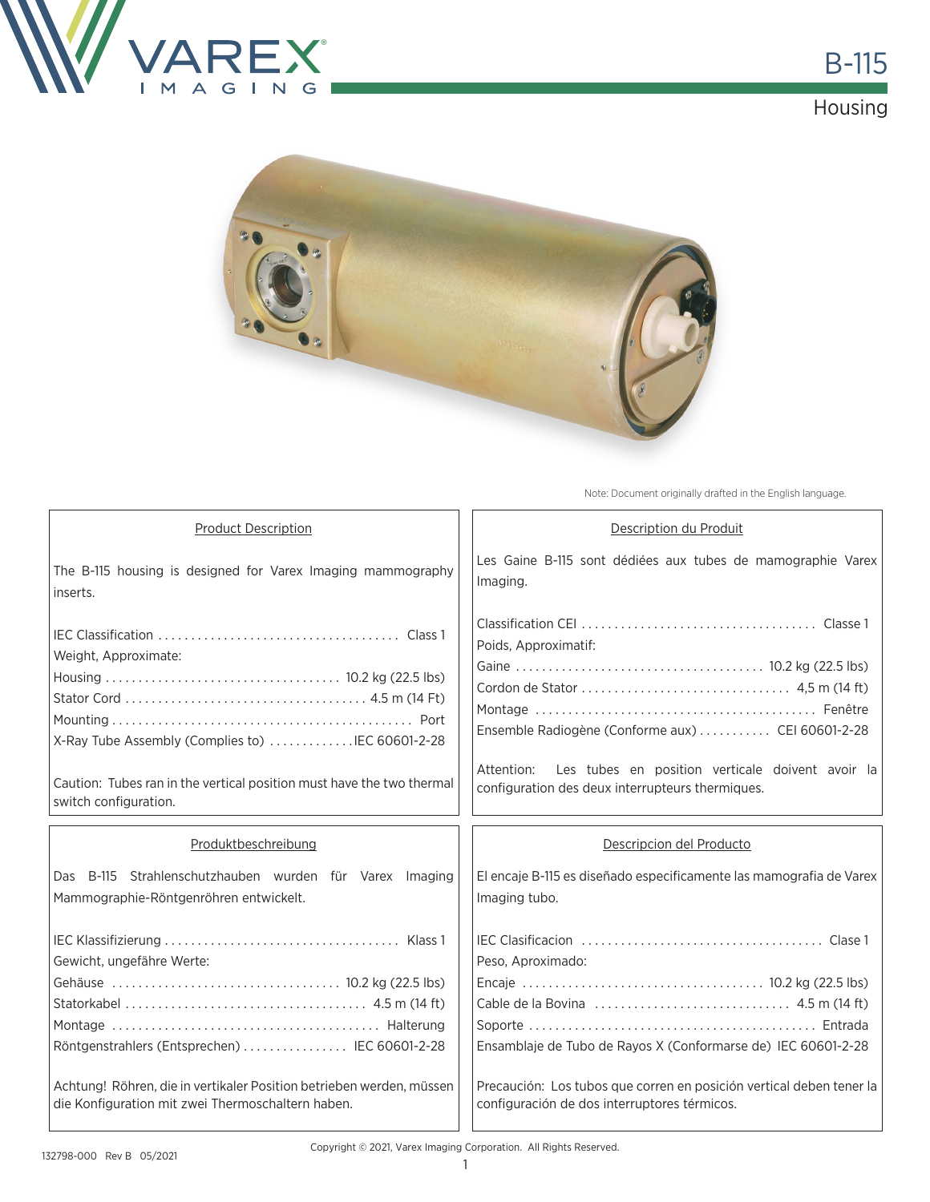# B-115

## Housing

Note: Document originally drafted in the English language.

### Product Description

The B-115 housing is designed for Varex Imaging mammography inserts.

IEC Classification .................................... Class 1

Weight, Approximate:

Housing .................................. 10.2 kg (22.5 lbs)

Stator Cord .................................... 4.5 m (14 Ft)

Mounting ............................................. Port

X-Ray Tube Assembly (Complies to) .............IEC 60601-2-28

Caution: Tubes ran in the vertical position must have the two thermal switch configuration.

### Description du Produit

Les Gaine B-115 sont dédiées aux tubes de mamographie Varex Imaging.

Classification CEI .................................... Classe 1

Poids, Approximatif:

Gaine ..................................... 10.2 kg (22.5 lbs)

Cordon de Stator ................................ 4,5 m (14 ft)

Montage .......................................... Fenêtre

Ensemble Radiogène (Conforme aux) ........... CEI 60601-2-28

Attention: Les tubes en position verticale doivent avoir la configuration des deux interrupteurs thermiques.

### Produktbeschreibung

Das B-115 Strahlenschutzhauben wurden für Varex Imaging Mammographie-Röntgenröhren entwickelt.

IEC Klassifizierung .................................... Klass 1

Gewicht, ungefähre Werte:

Gehäuse .................................. 10.2 kg (22.5 lbs)

Statorkabel .................................... 4.5 m (14 ft)

Montage ........................................ Halterung

Röntgenstrahlers (Entsprechen) ................ IEC 60601-2-28

Achtung! Röhren, die in vertikaler Position betrieben werden, müssen die Konfiguration mit zwei Thermoschaltern haben.

### Descripcion del Producto

El encaje B-115 es diseñado especificamente las mamografia de Varex Imaging tubo.

IEC Clasificacion .................................... Clase 1

Peso, Aproximado:

Encaje .................................... 10.2 kg (22.5 lbs)

Cable de la Bovina .............................. 4.5 m (14 ft)

Soporte ........................................... Entrada

Ensamblaje de Tubo de Rayos X (Conformarse de) IEC 60601-2-28

Precaución: Los tubos que corren en posición vertical deben tener la configuración de dos interruptores térmicos.

132798-000 Rev B 05/2021

Copyright © 2021, Varex Imaging Corporation. All Rights Reserved.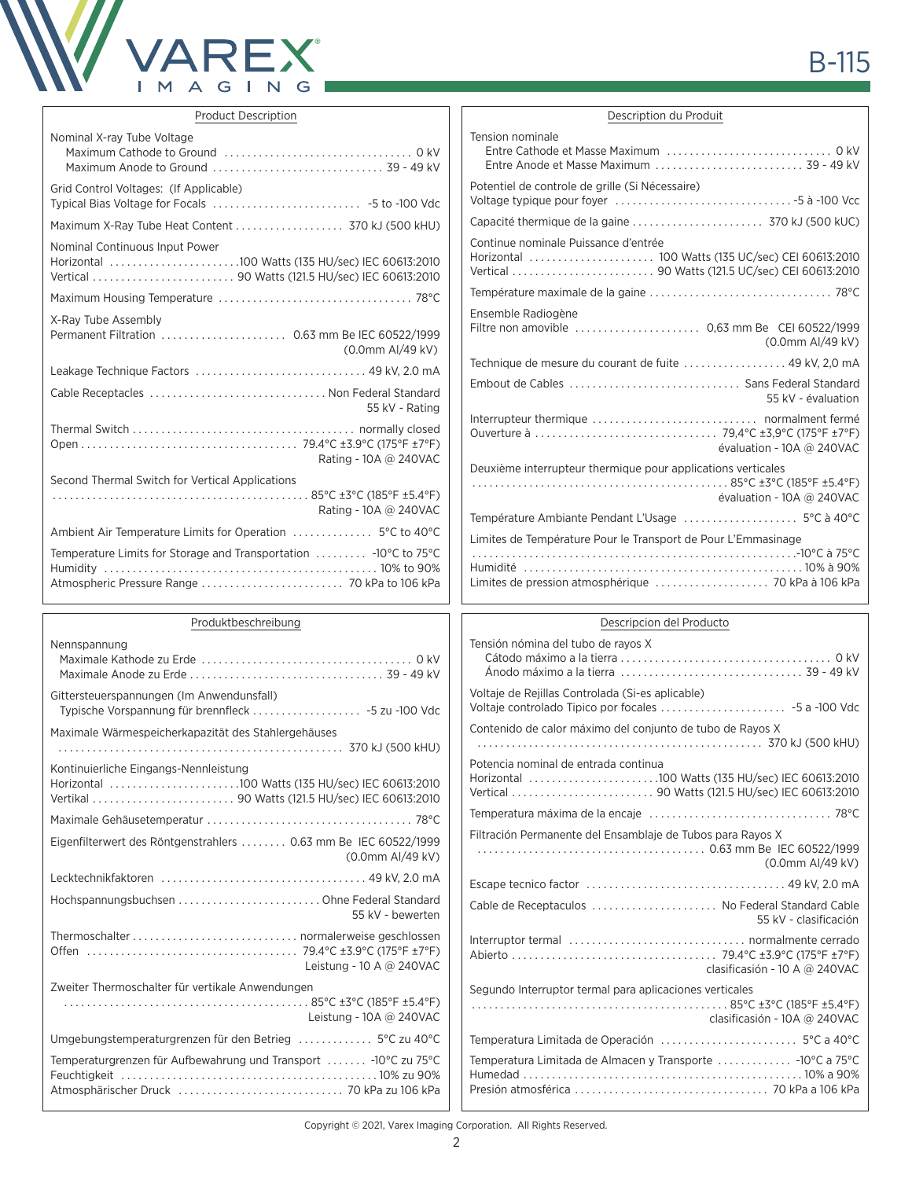## Product Description

| | |
|---|---|
| Nominal X-ray Tube Voltage | |
| Maximum Cathode to Ground | 0 kV |
| Maximum Anode to Ground | 39 - 49 kV |
| Grid Control Voltages: (If Applicable) | |
| Typical Bias Voltage for Focals | -5 to -100 Vdc |
| Maximum X-Ray Tube Heat Content | 370 kJ (500 kHU) |
| Nominal Continuous Input Power | |
| Horizontal | 100 Watts (135 HU/sec) IEC 60613:2010 |
| Vertical | 90 Watts (121.5 HU/sec) IEC 60613:2010 |
| Maximum Housing Temperature | 78°C |
| X-Ray Tube Assembly | |
| Permanent Filtration | 0.63 mm Be IEC 60522/1999 (0.0mm Al/49 kV) |
| Leakage Technique Factors | 49 kV, 2.0 mA |
| Cable Receptacles | Non Federal Standard 55 kV - Rating |
| Thermal Switch | normally closed |
| Open | 79.4°C ±3.9°C (175°F ±7°F) Rating - 10A @ 240VAC |
| Second Thermal Switch for Vertical Applications | 85°C ±3°C (185°F ±5.4°F) Rating - 10A @ 240VAC |
| Ambient Air Temperature Limits for Operation | 5°C to 40°C |
| Temperature Limits for Storage and Transportation | -10°C to 75°C |
| Humidity | 10% to 90% |
| Atmospheric Pressure Range | 70 kPa to 106 kPa |

## Description du Produit

| | |
|---|---|
| Tension nominale | |
| Entre Cathode et Masse Maximum | 0 kV |
| Entre Anode et Masse Maximum | 39 - 49 kV |
| Potentiel de controle de grille (Si Nécessaire) | |
| Voltage typique pour foyer | -5 à -100 Vcc |
| Capacité thermique de la gaine | 370 kJ (500 kUC) |
| Continue nominale Puissance d'entrée | |
| Horizontal | 100 Watts (135 UC/sec) CEI 60613:2010 |
| Vertical | 90 Watts (121.5 UC/sec) CEI 60613:2010 |
| Température maximale de la gaine | 78°C |
| Ensemble Radiogène | |
| Filtre non amovible | 0,63 mm Be CEI 60522/1999 (0.0mm Al/49 kV) |
| Technique de mesure du courant de fuite | 49 kV, 2,0 mA |
| Embout de Cables | Sans Federal Standard 55 kV - évaluation |
| Interrupteur thermique | normalment fermé |
| Ouverture à | 79,4°C ±3,9°C (175°F ±7°F) évaluation - 10A @ 240VAC |
| Deuxième interrupteur thermique pour applications verticales | 85°C ±3°C (185°F ±5.4°F) évaluation - 10A @ 240VAC |
| Température Ambiante Pendant L'Usage | 5°C à 40°C |
| Limites de Température Pour le Transport de Pour L'Emmasinage | -10°C à 75°C |
| Humidité | 10% à 90% |
| Limites de pression atmosphérique | 70 kPa à 106 kPa |

## Produktbeschreibung

| | |
|---|---|
| Nennspannung | |
| Maximale Kathode zu Erde | 0 kV |
| Maximale Anode zu Erde | 39 - 49 kV |
| Gittersteuerspannungen (Im Anwendunsfall) | |
| Typische Vorspannung für brennfleck | -5 zu -100 Vdc |
| Maximale Wärmespeicherkapazität des Stahlergehäuses | 370 kJ (500 kHU) |
| Kontinuierliche Eingangs-Nennleistung | |
| Horizontal | 100 Watts (135 HU/sec) IEC 60613:2010 |
| Vertikal | 90 Watts (121.5 HU/sec) IEC 60613:2010 |
| Maximale Gehäusetemperatur | 78°C |
| Eigenfilterwert des Röntgenstrahlers | 0.63 mm Be IEC 60522/1999 (0.0mm Al/49 kV) |
| Lecktechnikfaktoren | 49 kV, 2.0 mA |
| Hochspannungsbuchsen | Ohne Federal Standard 55 kV - bewerten |
| Thermoschalter | normalerweise geschlossen |
| Offen | 79.4°C ±3.9°C (175°F ±7°F) Leistung - 10 A @ 240VAC |
| Zweiter Thermoschalter für vertikale Anwendungen | 85°C ±3°C (185°F ±5.4°F) Leistung - 10A @ 240VAC |
| Umgebungstemperaturgrenzen für den Betrieg | 5°C zu 40°C |
| Temperaturgrenzen für Aufbewahrung und Transport | -10°C zu 75°C |
| Feuchtigkeit | 10% zu 90% |
| Atmosphärischer Druck | 70 kPa zu 106 kPa |

## Descripcion del Producto

| | |
|---|---|
| Tensión nómina del tubo de rayos X | |
| Cátodo máximo a la tierra | 0 kV |
| Ánodo máximo a la tierra | 39 - 49 kV |
| Voltaje de Rejillas Controlada (Si-es aplicable) | |
| Voltaje controlado Tipico por focales | -5 a -100 Vdc |
| Contenido de calor máximo del conjunto de tubo de Rayos X | 370 kJ (500 kHU) |
| Potencia nominal de entrada continua | |
| Horizontal | 100 Watts (135 HU/sec) IEC 60613:2010 |
| Vertical | 90 Watts (121.5 HU/sec) IEC 60613:2010 |
| Temperatura máxima de la encaje | 78°C |
| Filtración Permanente del Ensamblaje de Tubos para Rayos X | 0.63 mm Be IEC 60522/1999 (0.0mm Al/49 kV) |
| Escape tecnico factor | 49 kV, 2.0 mA |
| Cable de Receptaculos | No Federal Standard Cable 55 kV - clasificación |
| Interruptor termal | normalmente cerrado |
| Abierto | 79.4°C ±3.9°C (175°F ±7°F) clasificación - 10 A @ 240VAC |
| Segundo Interruptor termal para aplicaciones verticales | 85°C ±3°C (185°F ±5.4°F) clasificación - 10A @ 240VAC |
| Temperatura Limitada de Operación | 5°C a 40°C |
| Temperatura Limitada de Almacen y Transporte | -10°C a 75°C |
| Humedad | 10% a 90% |
| Presión atmosférica | 70 kPa a 106 kPa |

Copyright © 2021, Varex Imaging Corporation. All Rights Reserved.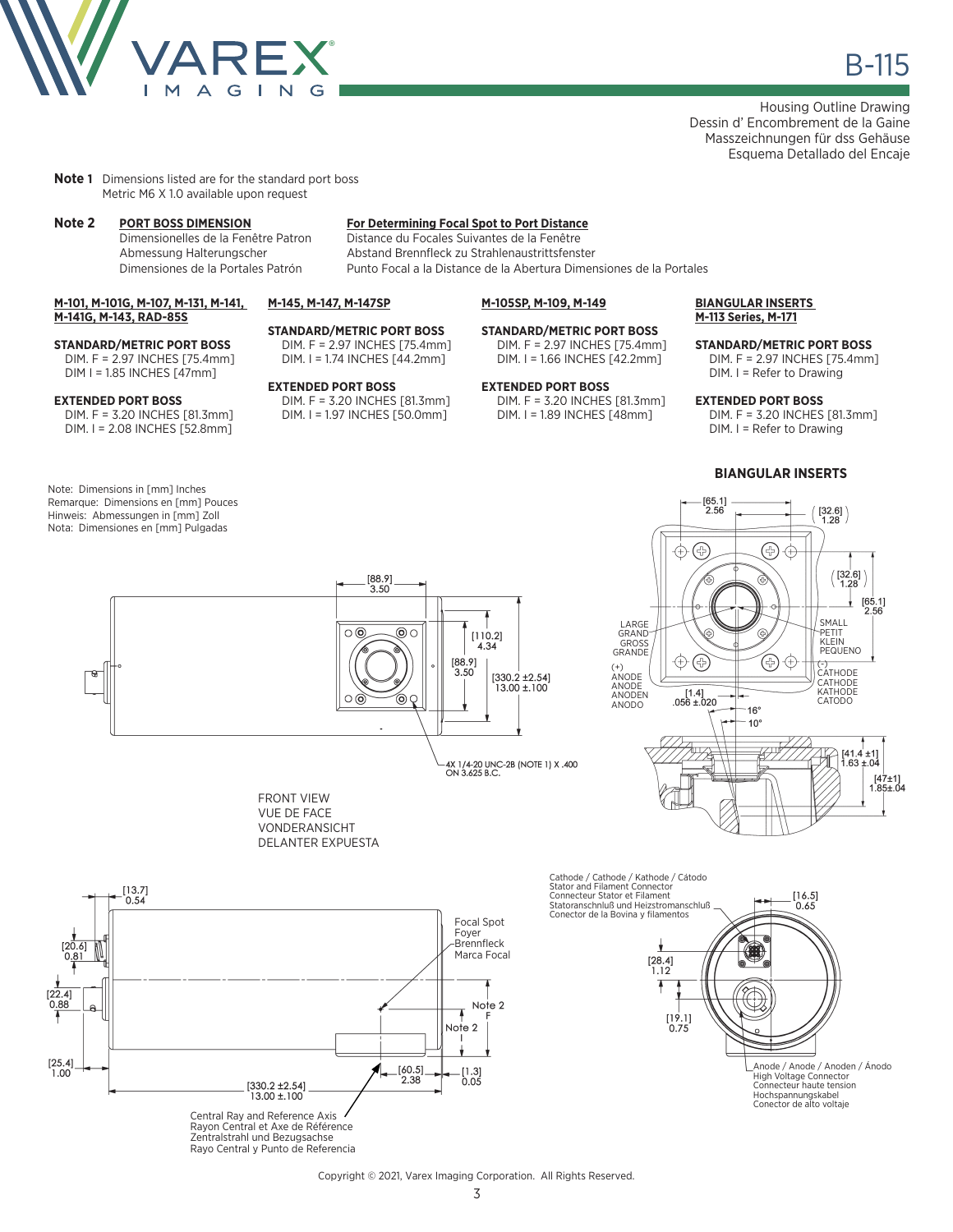# B-115

Housing Outline Drawing
Dessin d' Encombrement de la Gaine
Masszeichnungen für dss Gehäuse
Esquema Detallado del Encaje

**Note 1** Dimensions listed are for the standard port boss
Metric M6 X 1.0 available upon request

**Note 2** **PORT BOSS DIMENSION**
Dimensionelles de la Fenêtre Patron
Abmessung Halterungscher
Dimensiones de la Portales Patrón

**For Determining Focal Spot to Port Distance**
Distance du Focales Suivantes de la Fenêtre
Abstand Brennfleck zu Strahlenaustrittsfenster
Punto Focal a la Distance de la Abertura Dimensiones de la Portales

**M-101, M-101G, M-107, M-131, M-141, M-141G, M-143, RAD-85S**

**STANDARD/METRIC PORT BOSS**
DIM. F = 2.97 INCHES [75.4mm]
DIM I = 1.85 INCHES [47mm]

**EXTENDED PORT BOSS**
DIM. F = 3.20 INCHES [81.3mm]
DIM. I = 2.08 INCHES [52.8mm]

**M-145, M-147, M-147SP**

**STANDARD/METRIC PORT BOSS**
DIM. F = 2.97 INCHES [75.4mm]
DIM. I = 1.74 INCHES [44.2mm]

**EXTENDED PORT BOSS**
DIM. F = 3.20 INCHES [81.3mm]
DIM. I = 1.97 INCHES [50.0mm]

**M-105SP, M-109, M-149**

**STANDARD/METRIC PORT BOSS**
DIM. F = 2.97 INCHES [75.4mm]
DIM. I = 1.66 INCHES [42.2mm]

**EXTENDED PORT BOSS**
DIM. F = 3.20 INCHES [81.3mm]
DIM. I = 1.89 INCHES [48mm]

**BIANGULAR INSERTS M-113 Series, M-171**

**STANDARD/METRIC PORT BOSS**
DIM. F = 2.97 INCHES [75.4mm]
DIM. I = Refer to Drawing

**EXTENDED PORT BOSS**
DIM. F = 3.20 INCHES [81.3mm]
DIM. I = Refer to Drawing

Note: Dimensions in [mm] Inches
Remarque: Dimensions en [mm] Pouces
Hinweis: Abmessungen in [mm] Zoll
Nota: Dimensiones en [mm] Pulgadas

[88.9] 3.50 | [110.2] 4.34 | [88.9] 3.50 | [330.2 ±2.54] 13.00 ±.100

4X 1/4-20 UNC-2B (NOTE 1) X .400 ON 3.625 B.C.

FRONT VIEW
VUE DE FACE
VONDERANSICHT
DELANTER EXPUESTA

**BIANGULAR INSERTS**

[65.1] 2.56 | [32.6] 1.28 | [32.6] 1.28 | [65.1] 2.56

LARGE / GRAND / GROSS / GRANDE

SMALL / PETIT / KLEIN / PEQUENO

(+) ANODE / ANODE / ANODEN / ANODO

(-) CATHODE / CATHODE / KATHODE / CATODO

[1.4] .056 ±.020 | 16° | 10° | [41.4 ±1] 1.63 ±.04 | [47±1] 1.85±.04

[13.7] 0.54 | [20.6] 0.81 | [22.4] 0.88 | [25.4] 1.00

Focal Spot
Foyer
Brennfleck
Marca Focal

Note 2 F | Note 2 I

[60.5] 2.38 | [1.3] 0.05 | [330.2 ±2.54] 13.00 ±.100

Central Ray and Reference Axis
Rayon Central et Axe de Référence
Zentralstrahl und Bezugsachse
Rayo Central y Punto de Referencia

Cathode / Cathode / Kathode / Cátodo
Stator and Filament Connector
Connecteur Stator et Filament
Statoranschnluß und Heizstromanschluß
Conector de la Bovina y filamentos

[16.5] 0.65 | [28.4] 1.12 | [19.1] 0.75

Anode / Anode / Anoden / Ánodo
High Voltage Connector
Connecteur haute tension
Hochspannungskabel
Conector de alto voltaje

Copyright © 2021, Varex Imaging Corporation. All Rights Reserved.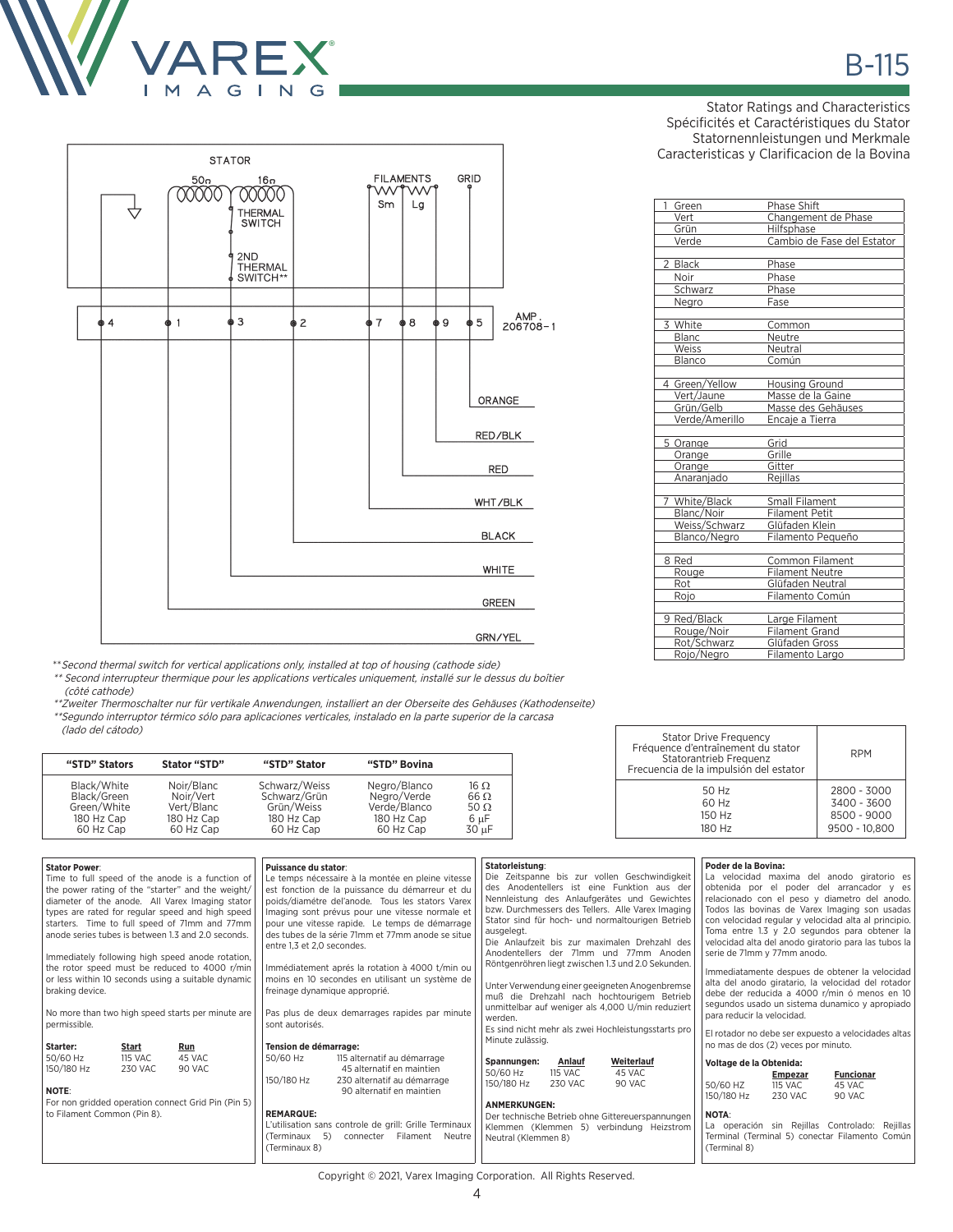# B-115

Stator Ratings and Characteristics
Spécificités et Caractéristiques du Stator
Statornennleistungen und Merkmale
Caracteristicas y Clarificacion de la Bovina

STATOR

50Ω 16Ω

THERMAL SWITCH

2ND THERMAL SWITCH**

FILAMENTS Sm Lg GRID

4 1 3 2 7 8 9 5 AMP. 206708-1

ORANGE
RED/BLK
RED
WHT/BLK
BLACK
WHITE
GREEN
GRN/YEL

| | |
|---|---|
| 1 Green | Phase Shift |
| Vert | Changement de Phase |
| Grün | Hilfsphase |
| Verde | Cambio de Fase del Estator |
| 2 Black | Phase |
| Noir | Phase |
| Schwarz | Phase |
| Negro | Fase |
| 3 White | Common |
| Blanc | Neutre |
| Weiss | Neutral |
| Blanco | Común |
| 4 Green/Yellow | Housing Ground |
| Vert/Jaune | Masse de la Gaine |
| Grün/Gelb | Masse des Gehäuses |
| Verde/Amerillo | Encaje a Tierra |
| 5 Orange | Grid |
| Orange | Grille |
| Orange | Gitter |
| Anaranjado | Rejillas |
| 7 White/Black | Small Filament |
| Blanc/Noir | Filament Petit |
| Weiss/Schwarz | Glüfaden Klein |
| Blanco/Negro | Filamento Pequeño |
| 8 Red | Common Filament |
| Rouge | Filament Neutre |
| Rot | Glüfaden Neutral |
| Rojo | Filamento Común |
| 9 Red/Black | Large Filament |
| Rouge/Noir | Filament Grand |
| Rot/Schwarz | Glüfaden Gross |
| Rojo/Negro | Filamento Largo |

*\*\*Second thermal switch for vertical applications only, installed at top of housing (cathode side)*

*\*\* Second interrupteur thermique pour les applications verticales uniquement, installé sur le dessus du boîtier (côté cathode)*

*\*\*Zweiter Thermoschalter nur für vertikale Anwendungen, installiert an der Oberseite des Gehäuses (Kathodenseite)*

*\*\*Segundo interruptor térmico sólo para aplicaciones verticales, instalado en la parte superior de la carcasa (lado del cátodo)*

| Stator Drive Frequency / Fréquence d'entraînement du stator / Statorantrieb Frequenz / Frecuencia de la impulsión del estator | RPM |
|---|---|
| 50 Hz | 2800 - 3000 |
| 60 Hz | 3400 - 3600 |
| 150 Hz | 8500 - 9000 |
| 180 Hz | 9500 - 10,800 |

| "STD" Stators | Stator "STD" | "STD" Stator | "STD" Bovina | |
|---|---|---|---|---|
| Black/White | Noir/Blanc | Schwarz/Weiss | Negro/Blanco | 16 Ω |
| Black/Green | Noir/Vert | Schwarz/Grün | Negro/Verde | 66 Ω |
| Green/White | Vert/Blanc | Grün/Weiss | Verde/Blanco | 50 Ω |
| 180 Hz Cap | 180 Hz Cap | 180 Hz Cap | 180 Hz Cap | 6 μF |
| 60 Hz Cap | 60 Hz Cap | 60 Hz Cap | 60 Hz Cap | 30 μF |

**Stator Power**:
Time to full speed of the anode is a function of the power rating of the "starter" and the weight/diameter of the anode. All Varex Imaging stator types are rated for regular speed and high speed starters. Time to full speed of 71mm and 77mm anode series tubes is between 1.3 and 2.0 seconds.

Immediately following high speed anode rotation, the rotor speed must be reduced to 4000 r/min or less within 10 seconds using a suitable dynamic braking device.

No more than two high speed starts per minute are permissible.

| Starter: | Start | Run |
|---|---|---|
| 50/60 Hz | 115 VAC | 45 VAC |
| 150/180 Hz | 230 VAC | 90 VAC |

**NOTE**:
For non gridded operation connect Grid Pin (Pin 5) to Filament Common (Pin 8).

**Puissance du stator**:
Le temps nécessaire à la montée en pleine vitesse est fonction de la puissance du démarreur et du poids/diamétre del'anode. Tous les stators Varex Imaging sont prévus pour une vitesse normale et pour une vitesse rapide. Le temps de démarrage des tubes de la série 71mm et 77mm anode se situe entre 1,3 et 2,0 secondes.

Immédiatement aprés la rotation à 4000 t/min ou moins en 10 secondes en utilisant un système de freinage dynamique approprié.

Pas plus de deux demarrages rapides par minute sont autorisés.

**Tension de démarrage:**

| | |
|---|---|
| 50/60 Hz | 115 alternatif au démarrage |
| | 45 alternatif en maintien |
| 150/180 Hz | 230 alternatif au démarrage |
| | 90 alternatif en maintien |

**REMARQUE:**
L'utilisation sans controle de grill: Grille Terminaux (Terminaux 5) connecter Filament Neutre (Terminaux 8)

**Statorleistung**:
Die Zeitspanne bis zur vollen Geschwindigkeit des Anodentellers ist eine Funktion aus der Nennleistung des Anlaufgerätes und Gewichtes bzw. Durchmessers des Tellers. Alle Varex Imaging Stator sind für hoch- und normaltourigen Betrieb ausgelegt.
Die Anlaufzeit bis zur maximalen Drehzahl des Anodentellers der 71mm und 77mm Anoden Röntgenröhren liegt zwischen 1.3 and 2.0 Sekunden.

Unter Verwendung einer geeigneten Anogenbremse muß die Drehzahl nach hochtourigem Betrieb unmittelbar auf weniger als 4,000 U/min reduziert werden.
Es sind nicht mehr als zwei Hochleistungsstarts pro Minute zulässig.

| Spannungen: | Anlauf | Weiterlauf |
|---|---|---|
| 50/60 Hz | 115 VAC | 45 VAC |
| 150/180 Hz | 230 VAC | 90 VAC |

**ANMERKUNGEN:**
Der technische Betrieb ohne Gittereuerspannungen Klemmen (Klemmen 5) verbindung Heizstrom Neutral (Klemmen 8)

**Poder de la Bovina:**
La velocidad maxima del anodo giratorio es obtenida por el poder del arrancador y es relacionado con el peso y diametro del anodo. Todos las bovinas de Varex Imaging son usadas con velocidad regular y velocidad alta al principio. Toma entre 1.3 y 2.0 segundos para obtener la velocidad alta del anodo giratorio para las tubos la serie de 71mm y 77mm anodo.

Immediatamente despues de obtener la velocidad alta del anodo giratario, la velocidad del rotador debe der reducida a 4000 r/min o menos en 10 segundos usado un sistema dunamico y apropiado para reducir la velocidad.

El rotador no debe ser expuesto a velocidades altas no mas de dos (2) veces por minuto.

**Voltage de la Obtenida:**

| | Empezar | Funcionar |
|---|---|---|
| 50/60 HZ | 115 VAC | 45 VAC |
| 150/180 Hz | 230 VAC | 90 VAC |

**NOTA**:
La operación sin Rejillas Controlado: Rejillas Terminal (Terminal 5) conectar Filamento Común (Terminal 8)

Copyright © 2021, Varex Imaging Corporation. All Rights Reserved.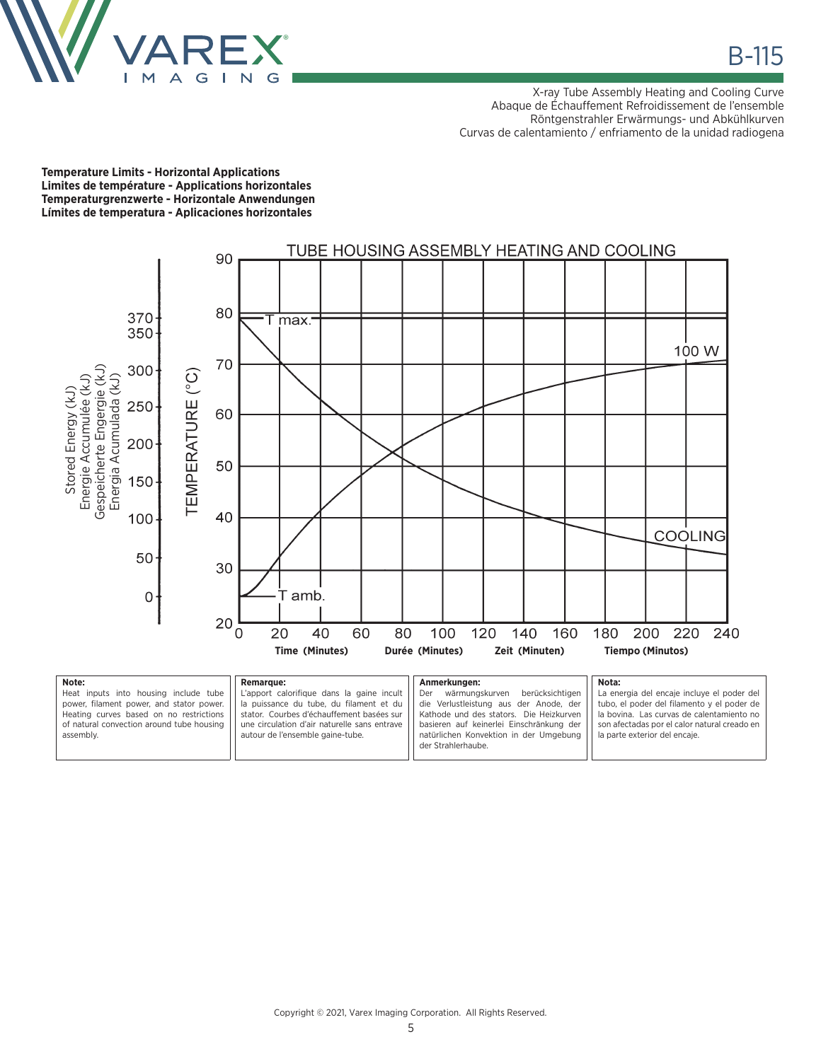X-ray Tube Assembly Heating and Cooling Curve
Abaque de Échauffement Refroidissement de l'ensemble
Röntgenstrahler Erwärmungs- und Abkühlkurven
Curvas de calentamiento / enfriamiento de la unidad radiogena

**Temperature Limits - Horizontal Applications**
**Limites de température - Applications horizontales**
**Temperaturgrenzwerte - Horizontale Anwendungen**
**Límites de temperatura - Aplicaciones horizontales**

TUBE HOUSING ASSEMBLY HEATING AND COOLING

Stored Energy (kJ) / Energie Accumulée (kJ) / Gespeicherte Engergie (kJ) / Energia Acumulada (kJ): 0, 50, 100, 150, 200, 250, 300, 350, 370

TEMPERATURE (°C): 20, 30, 40, 50, 60, 70, 80, 90

T max. — T amb. — 100 W — COOLING

0, 20, 40, 60, 80, 100, 120, 140, 160, 180, 200, 220, 240

**Time (Minutes)** **Durée (Minutes)** **Zeit (Minuten)** **Tiempo (Minutos)**

**Note:**
Heat inputs into housing include tube power, filament power, and stator power. Heating curves based on no restrictions of natural convection around tube housing assembly.

**Remarque:**
L'apport calorifique dans la gaine incult la puissance du tube, du filament et du stator. Courbes d'échauffement basées sur une circulation d'air naturelle sans entrave autour de l'ensemble gaine-tube.

**Anmerkungen:**
Der wärmungskurven berücksichtigen die Verlustleistung aus der Anode, der Kathode und des stators. Die Heizkurven basieren auf keinerlei Einschränkung der natürlichen Konvektion in der Umgebung der Strahlerhaube.

**Nota:**
La energia del encaje incluye el poder del tubo, el poder del filamento y el poder de la bovina. Las curvas de calentamiento no son afectadas por el calor natural creado en la parte exterior del encaje.

Copyright © 2021, Varex Imaging Corporation. All Rights Reserved.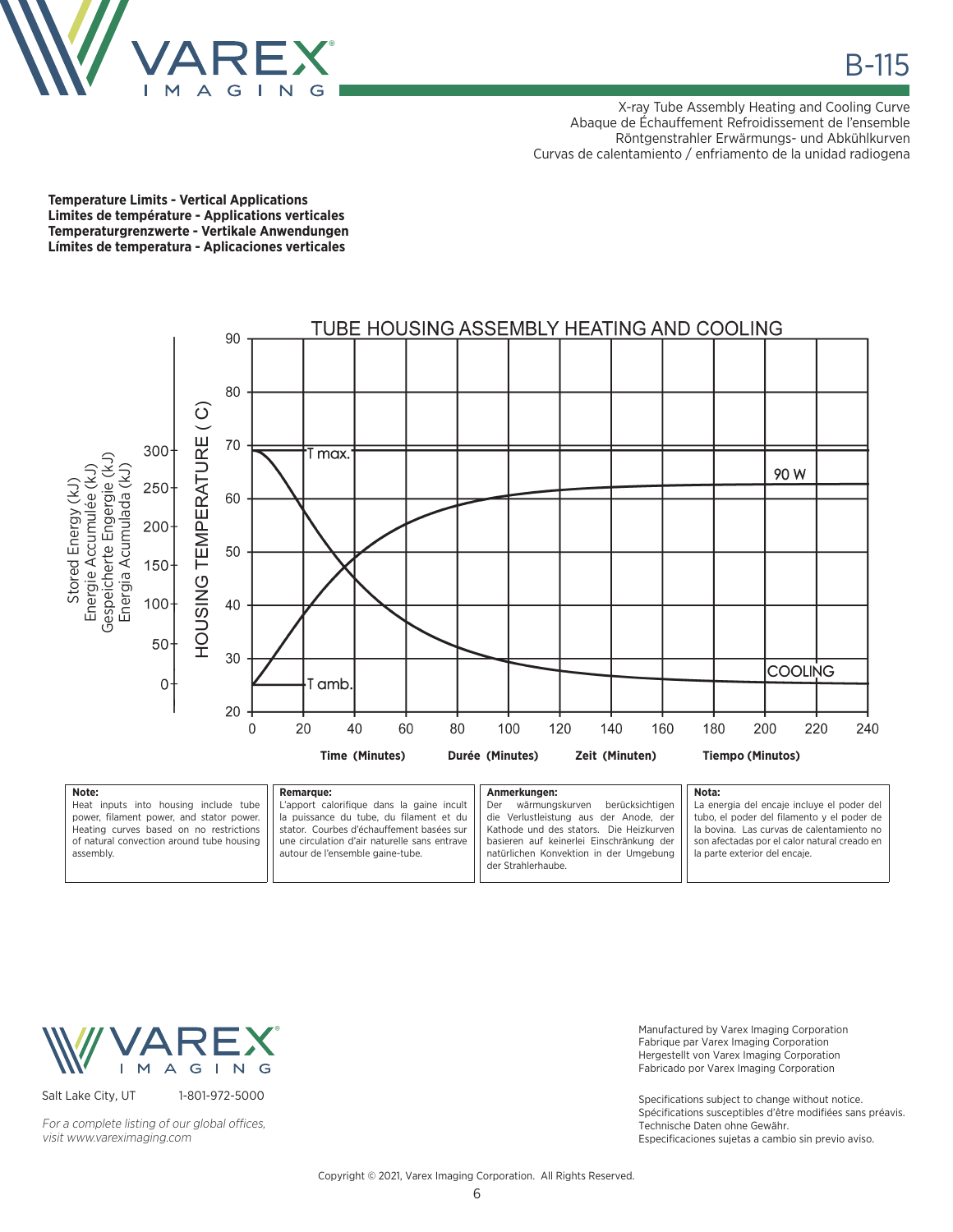# B-115

X-ray Tube Assembly Heating and Cooling Curve
Abaque de Échauffement Refroidissement de l'ensemble
Röntgenstrahler Erwärmungs- und Abkühlkurven
Curvas de calentamiento / enfriamiento de la unidad radiogena

**Temperature Limits - Vertical Applications**
**Limites de température - Applications verticales**
**Temperaturgrenzwerte - Vertikale Anwendungen**
**Límites de temperatura - Aplicaciones verticales**

TUBE HOUSING ASSEMBLY HEATING AND COOLING

Stored Energy (kJ)
Energie Accumulée (kJ)
Gespeicherte Engergie (kJ)
Energia Acumulada (kJ)

300
250
200
150
100
50
0

HOUSING TEMPERATURE ( C)

90
80
70
60
50
40
30
20

T max.
T amb.
90 W
COOLING

0 20 40 60 80 100 120 140 160 180 200 220 240

**Time (Minutes)** **Durée (Minutes)** **Zeit (Minuten)** **Tiempo (Minutos)**

**Note:**
Heat inputs into housing include tube power, filament power, and stator power. Heating curves based on no restrictions of natural convection around tube housing assembly.

**Remarque:**
L'apport calorifique dans la gaine incult la puissance du tube, du filament et du stator. Courbes d'échauffement basées sur une circulation d'air naturelle sans entrave autour de l'ensemble gaine-tube.

**Anmerkungen:**
Der wärmungskurven berücksichtigen die Verlustleistung aus der Anode, der Kathode und des stators. Die Heizkurven basieren auf keinerlei Einschränkung der natürlichen Konvektion in der Umgebung der Strahlerhaube.

**Nota:**
La energia del encaje incluye el poder del tubo, el poder del filamento y el poder de la bovina. Las curvas de calentamiento no son afectadas por el calor natural creado en la parte exterior del encaje.

Salt Lake City, UT 1-801-972-5000

*For a complete listing of our global offices, visit www.vareximaging.com*

Manufactured by Varex Imaging Corporation
Fabrique par Varex Imaging Corporation
Hergestellt von Varex Imaging Corporation
Fabricado por Varex Imaging Corporation

Specifications subject to change without notice.
Spécifications susceptibles d'être modifiées sans préavis.
Technische Daten ohne Gewähr.
Especificaciones sujetas a cambio sin previo aviso.

Copyright © 2021, Varex Imaging Corporation. All Rights Reserved.